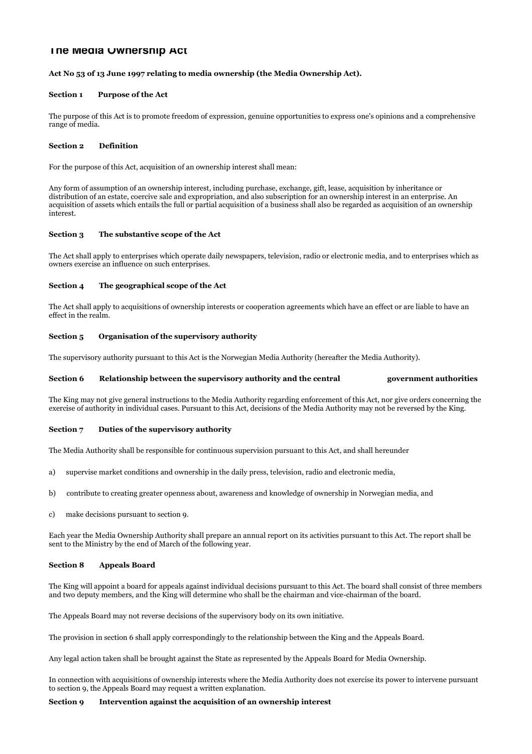# The Media Ownership Act

**Act No 53 of 13 June 1997 relating to media ownership (the Media Ownership Act).**

**Section 1 Purpose of the Act**

The purpose of this Act is to promote freedom of expression, genuine opportunities to express one's opinions and a comprehensive range of media.

**Section 2 Definition**

For the purpose of this Act, acquisition of an ownership interest shall mean:

Any form of assumption of an ownership interest, including purchase, exchange, gift, lease, acquisition by inheritance or distribution of an estate, coercive sale and expropriation, and also subscription for an ownership interest in an enterprise. An acquisition of assets which entails the full or partial acquisition of a business shall also be regarded as acquisition of an ownership interest.

**Section 3 The substantive scope of the Act**

The Act shall apply to enterprises which operate daily newspapers, television, radio or electronic media, and to enterprises which as owners exercise an influence on such enterprises.

**Section 4 The geographical scope of the Act**

The Act shall apply to acquisitions of ownership interests or cooperation agreements which have an effect or are liable to have an effect in the realm.

**Section 5 Organisation of the supervisory authority**

The supervisory authority pursuant to this Act is the Norwegian Media Authority (hereafter the Media Authority).

**Section 6 Relationship between the supervisory authority and the central government authorities**

The King may not give general instructions to the Media Authority regarding enforcement of this Act, nor give orders concerning the exercise of authority in individual cases. Pursuant to this Act, decisions of the Media Authority may not be reversed by the King.

**Section 7 Duties of the supervisory authority**

The Media Authority shall be responsible for continuous supervision pursuant to this Act, and shall hereunder

a) supervise market conditions and ownership in the daily press, television, radio and electronic media,

b) contribute to creating greater openness about, awareness and knowledge of ownership in Norwegian media, and

c) make decisions pursuant to section 9.

Each year the Media Ownership Authority shall prepare an annual report on its activities pursuant to this Act. The report shall be sent to the Ministry by the end of March of the following year.

**Section 8 Appeals Board**

The King will appoint a board for appeals against individual decisions pursuant to this Act. The board shall consist of three members and two deputy members, and the King will determine who shall be the chairman and vice-chairman of the board.

The Appeals Board may not reverse decisions of the supervisory body on its own initiative.

The provision in section 6 shall apply correspondingly to the relationship between the King and the Appeals Board.

Any legal action taken shall be brought against the State as represented by the Appeals Board for Media Ownership.

In connection with acquisitions of ownership interests where the Media Authority does not exercise its power to intervene pursuant to section 9, the Appeals Board may request a written explanation.

**Section 9 Intervention against the acquisition of an ownership interest**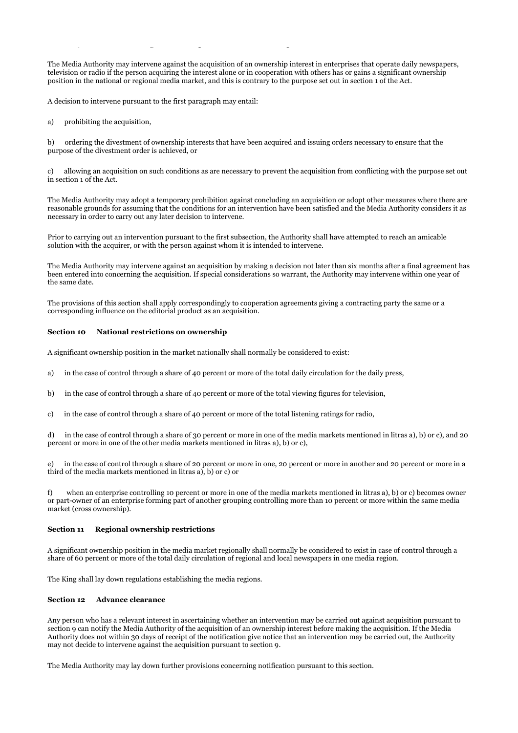The Media Authority may intervene against the acquisition of an ownership interest in enterprises that operate daily newspapers, television or radio if the person acquiring the interest alone or in cooperation with others has or gains a significant ownership position in the national or regional media market, and this is contrary to the purpose set out in section 1 of the Act.

A decision to intervene pursuant to the first paragraph may entail:

a) prohibiting the acquisition,

b) ordering the divestment of ownership interests that have been acquired and issuing orders necessary to ensure that the purpose of the divestment order is achieved, or

c) allowing an acquisition on such conditions as are necessary to prevent the acquisition from conflicting with the purpose set out in section 1 of the Act.

The Media Authority may adopt a temporary prohibition against concluding an acquisition or adopt other measures where there are reasonable grounds for assuming that the conditions for an intervention have been satisfied and the Media Authority considers it as necessary in order to carry out any later decision to intervene.

Prior to carrying out an intervention pursuant to the first subsection, the Authority shall have attempted to reach an amicable solution with the acquirer, or with the person against whom it is intended to intervene.

The Media Authority may intervene against an acquisition by making a decision not later than six months after a final agreement has been entered into concerning the acquisition. If special considerations so warrant, the Authority may intervene within one year of the same date.

The provisions of this section shall apply correspondingly to cooperation agreements giving a contracting party the same or a corresponding influence on the editorial product as an acquisition.

### Section 10 National restrictions on ownership

A significant ownership position in the market nationally shall normally be considered to exist:

a) in the case of control through a share of 40 percent or more of the total daily circulation for the daily press,

b) in the case of control through a share of 40 percent or more of the total viewing figures for television,

c) in the case of control through a share of 40 percent or more of the total listening ratings for radio,

d) in the case of control through a share of 30 percent or more in one of the media markets mentioned in litras a), b) or c), and 20 percent or more in one of the other media markets mentioned in litras a), b) or c),

e) in the case of control through a share of 20 percent or more in one, 20 percent or more in another and 20 percent or more in a third of the media markets mentioned in litras a), b) or c) or

f) when an enterprise controlling 10 percent or more in one of the media markets mentioned in litras a), b) or c) becomes owner or part-owner of an enterprise forming part of another grouping controlling more than 10 percent or more within the same media market (cross ownership).

### Section 11 Regional ownership restrictions

A significant ownership position in the media market regionally shall normally be considered to exist in case of control through a share of 60 percent or more of the total daily circulation of regional and local newspapers in one media region.

The King shall lay down regulations establishing the media regions.

### Section 12 Advance clearance

Any person who has a relevant interest in ascertaining whether an intervention may be carried out against acquisition pursuant to section 9 can notify the Media Authority of the acquisition of an ownership interest before making the acquisition. If the Media Authority does not within 30 days of receipt of the notification give notice that an intervention may be carried out, the Authority may not decide to intervene against the acquisition pursuant to section 9.

The Media Authority may lay down further provisions concerning notification pursuant to this section.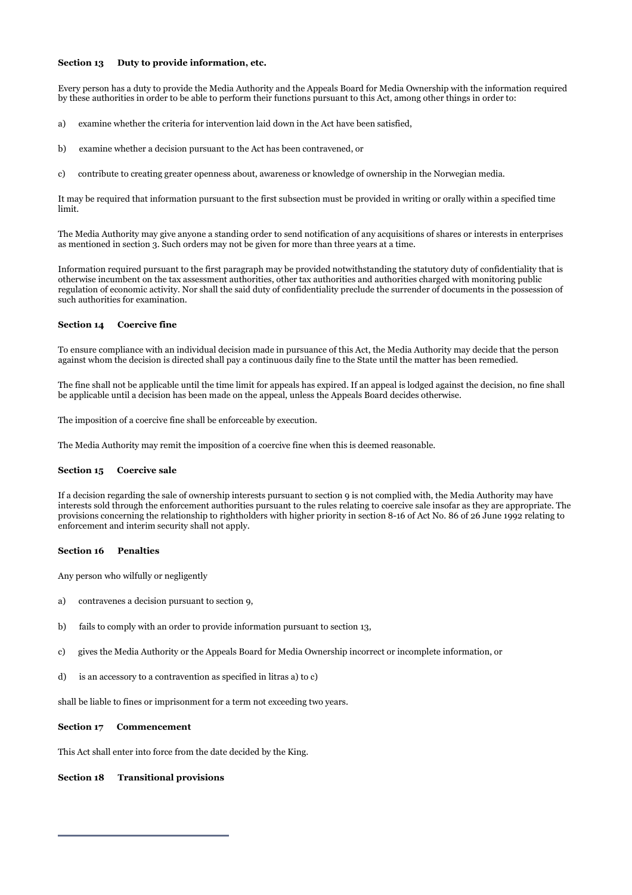### Section 13 Duty to provide information, etc.

Every person has a duty to provide the Media Authority and the Appeals Board for Media Ownership with the information required by these authorities in order to be able to perform their functions pursuant to this Act, among other things in order to:

a) examine whether the criteria for intervention laid down in the Act have been satisfied,

b) examine whether a decision pursuant to the Act has been contravened, or

c) contribute to creating greater openness about, awareness or knowledge of ownership in the Norwegian media.

It may be required that information pursuant to the first subsection must be provided in writing or orally within a specified time limit.

The Media Authority may give anyone a standing order to send notification of any acquisitions of shares or interests in enterprises as mentioned in section 3. Such orders may not be given for more than three years at a time.

Information required pursuant to the first paragraph may be provided notwithstanding the statutory duty of confidentiality that is otherwise incumbent on the tax assessment authorities, other tax authorities and authorities charged with monitoring public regulation of economic activity. Nor shall the said duty of confidentiality preclude the surrender of documents in the possession of such authorities for examination.

### Section 14 Coercive fine

To ensure compliance with an individual decision made in pursuance of this Act, the Media Authority may decide that the person against whom the decision is directed shall pay a continuous daily fine to the State until the matter has been remedied.

The fine shall not be applicable until the time limit for appeals has expired. If an appeal is lodged against the decision, no fine shall be applicable until a decision has been made on the appeal, unless the Appeals Board decides otherwise.

The imposition of a coercive fine shall be enforceable by execution.

The Media Authority may remit the imposition of a coercive fine when this is deemed reasonable.

### Section 15 Coercive sale

If a decision regarding the sale of ownership interests pursuant to section 9 is not complied with, the Media Authority may have interests sold through the enforcement authorities pursuant to the rules relating to coercive sale insofar as they are appropriate. The provisions concerning the relationship to rightholders with higher priority in section 8-16 of Act No. 86 of 26 June 1992 relating to enforcement and interim security shall not apply.

### Section 16 Penalties

Any person who wilfully or negligently

a) contravenes a decision pursuant to section 9,

b) fails to comply with an order to provide information pursuant to section 13,

c) gives the Media Authority or the Appeals Board for Media Ownership incorrect or incomplete information, or

d) is an accessory to a contravention as specified in litras a) to c)

shall be liable to fines or imprisonment for a term not exceeding two years.

### Section 17 Commencement

This Act shall enter into force from the date decided by the King.

### Section 18 Transitional provisions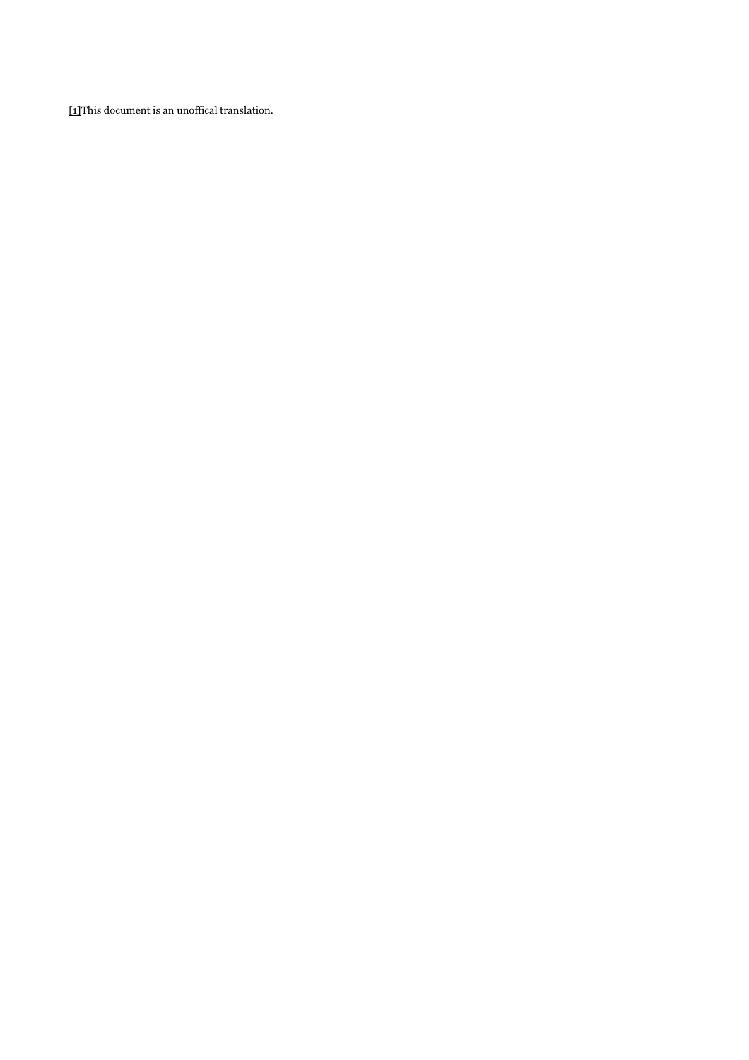[1]This document is an unoffical translation.